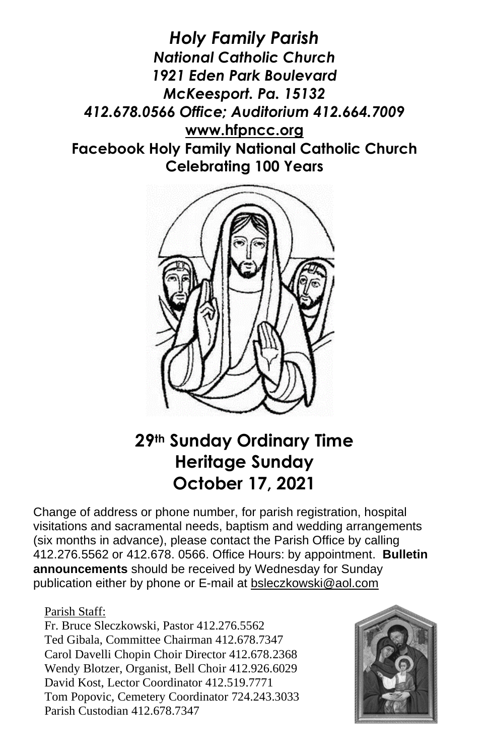# *Holy Family Parish*

***National Catholic Church***
***1921 Eden Park Boulevard***
***McKeesport. Pa. 15132***
***412.678.0566 Office; Auditorium 412.664.7009***
**www.hfpncc.org**
**Facebook Holy Family National Catholic Church**
**Celebrating 100 Years**

## 29th Sunday Ordinary Time
## Heritage Sunday
## October 17, 2021

Change of address or phone number, for parish registration, hospital visitations and sacramental needs, baptism and wedding arrangements (six months in advance), please contact the Parish Office by calling 412.276.5562 or 412.678. 0566. Office Hours: by appointment. **Bulletin announcements** should be received by Wednesday for Sunday publication either by phone or E-mail at bsleczkowski@aol.com

Parish Staff:
Fr. Bruce Sleczkowski, Pastor 412.276.5562
Ted Gibala, Committee Chairman 412.678.7347
Carol Davelli Chopin Choir Director 412.678.2368
Wendy Blotzer, Organist, Bell Choir 412.926.6029
David Kost, Lector Coordinator 412.519.7771
Tom Popovic, Cemetery Coordinator 724.243.3033
Parish Custodian 412.678.7347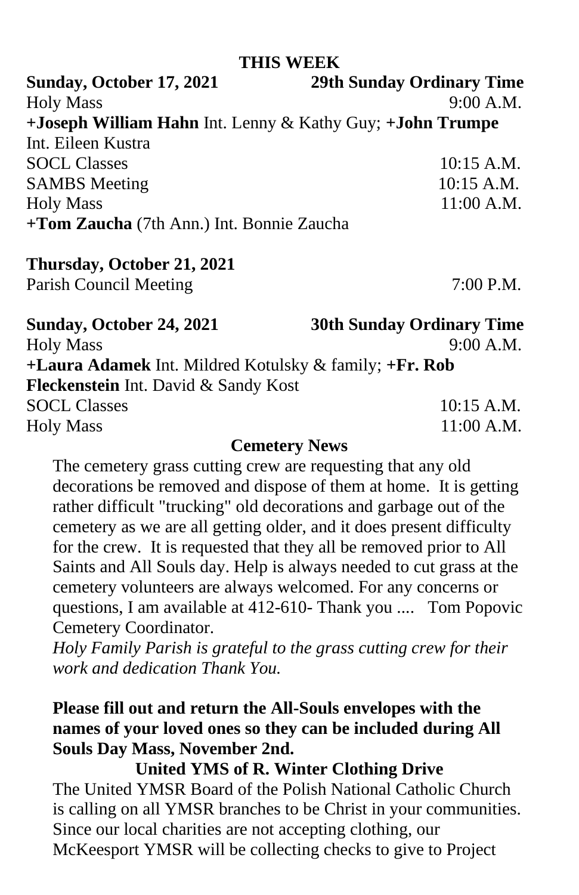## THIS WEEK

**Sunday, October 17, 2021** **29th Sunday Ordinary Time**

Holy Mass 9:00 A.M.

**+Joseph William Hahn** Int. Lenny & Kathy Guy; **+John Trumpe** Int. Eileen Kustra

SOCL Classes 10:15 A.M.

SAMBS Meeting 10:15 A.M.

Holy Mass 11:00 A.M.

**+Tom Zaucha** (7th Ann.) Int. Bonnie Zaucha

**Thursday, October 21, 2021**

Parish Council Meeting 7:00 P.M.

**Sunday, October 24, 2021** **30th Sunday Ordinary Time**

Holy Mass 9:00 A.M.

**+Laura Adamek** Int. Mildred Kotulsky & family; **+Fr. Rob Fleckenstein** Int. David & Sandy Kost

SOCL Classes 10:15 A.M.

Holy Mass 11:00 A.M.

## Cemetery News

The cemetery grass cutting crew are requesting that any old decorations be removed and dispose of them at home. It is getting rather difficult "trucking" old decorations and garbage out of the cemetery as we are all getting older, and it does present difficulty for the crew. It is requested that they all be removed prior to All Saints and All Souls day. Help is always needed to cut grass at the cemetery volunteers are always welcomed. For any concerns or questions, I am available at 412-610- Thank you .... Tom Popovic Cemetery Coordinator.

*Holy Family Parish is grateful to the grass cutting crew for their work and dedication Thank You.*

**Please fill out and return the All-Souls envelopes with the names of your loved ones so they can be included during All Souls Day Mass, November 2nd.**

## United YMS of R. Winter Clothing Drive

The United YMSR Board of the Polish National Catholic Church is calling on all YMSR branches to be Christ in your communities. Since our local charities are not accepting clothing, our McKeesport YMSR will be collecting checks to give to Project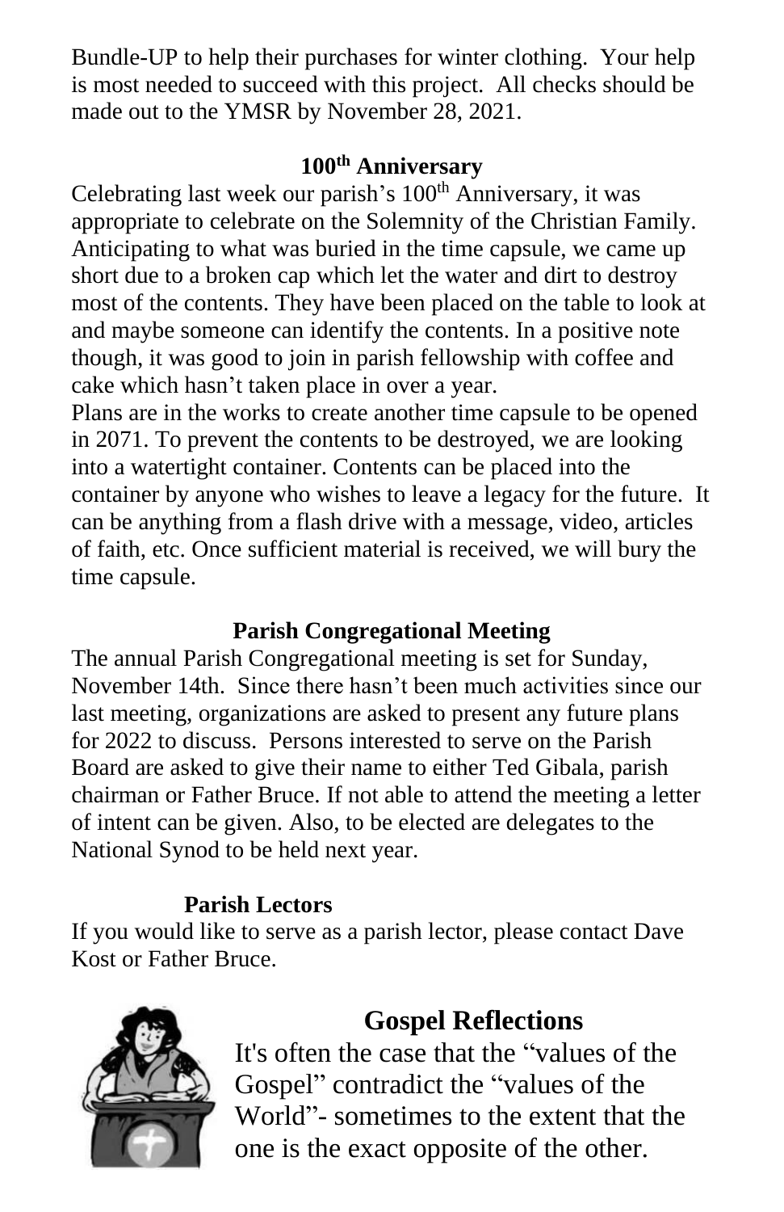Bundle-UP to help their purchases for winter clothing. Your help is most needed to succeed with this project. All checks should be made out to the YMSR by November 28, 2021.

## 100th Anniversary

Celebrating last week our parish's 100th Anniversary, it was appropriate to celebrate on the Solemnity of the Christian Family. Anticipating to what was buried in the time capsule, we came up short due to a broken cap which let the water and dirt to destroy most of the contents. They have been placed on the table to look at and maybe someone can identify the contents. In a positive note though, it was good to join in parish fellowship with coffee and cake which hasn't taken place in over a year.

Plans are in the works to create another time capsule to be opened in 2071. To prevent the contents to be destroyed, we are looking into a watertight container. Contents can be placed into the container by anyone who wishes to leave a legacy for the future. It can be anything from a flash drive with a message, video, articles of faith, etc. Once sufficient material is received, we will bury the time capsule.

## Parish Congregational Meeting

The annual Parish Congregational meeting is set for Sunday, November 14th. Since there hasn't been much activities since our last meeting, organizations are asked to present any future plans for 2022 to discuss. Persons interested to serve on the Parish Board are asked to give their name to either Ted Gibala, parish chairman or Father Bruce. If not able to attend the meeting a letter of intent can be given. Also, to be elected are delegates to the National Synod to be held next year.

## Parish Lectors

If you would like to serve as a parish lector, please contact Dave Kost or Father Bruce.

## Gospel Reflections

It's often the case that the "values of the Gospel" contradict the "values of the World"- sometimes to the extent that the one is the exact opposite of the other.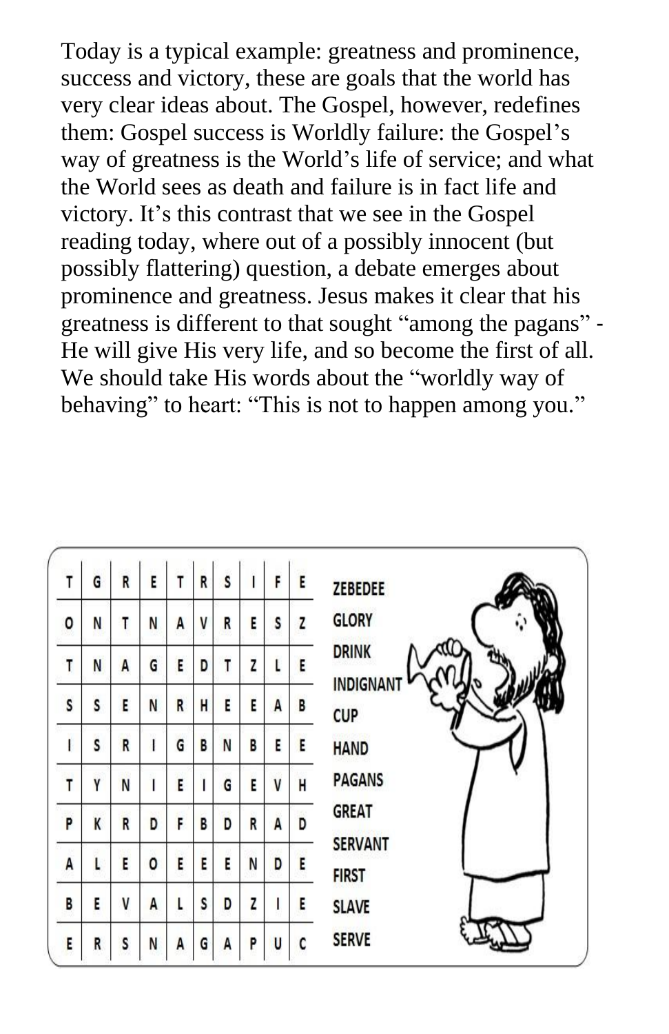Today is a typical example: greatness and prominence, success and victory, these are goals that the world has very clear ideas about. The Gospel, however, redefines them: Gospel success is Worldly failure: the Gospel's way of greatness is the World's life of service; and what the World sees as death and failure is in fact life and victory. It's this contrast that we see in the Gospel reading today, where out of a possibly innocent (but possibly flattering) question, a debate emerges about prominence and greatness. Jesus makes it clear that his greatness is different to that sought "among the pagans" - He will give His very life, and so become the first of all. We should take His words about the "worldly way of behaving" to heart: "This is not to happen among you."

| | | | | | | | | | |
|---|---|---|---|---|---|---|---|---|---|
| T | G | R | E | T | R | S | I | F | E |
| O | N | T | N | A | V | R | E | S | Z |
| T | N | A | G | E | D | T | Z | L | E |
| S | S | E | N | R | H | E | E | A | B |
| I | S | R | I | G | B | N | B | E | E |
| T | Y | N | I | E | I | G | E | V | H |
| P | K | R | D | F | B | D | R | A | D |
| A | L | E | O | E | E | E | N | D | E |
| B | E | V | A | L | S | D | Z | I | E |
| E | R | S | N | A | G | A | P | U | C |

ZEBEDEE
GLORY
DRINK
INDIGNANT
CUP
HAND
PAGANS
GREAT
SERVANT
FIRST
SLAVE
SERVE